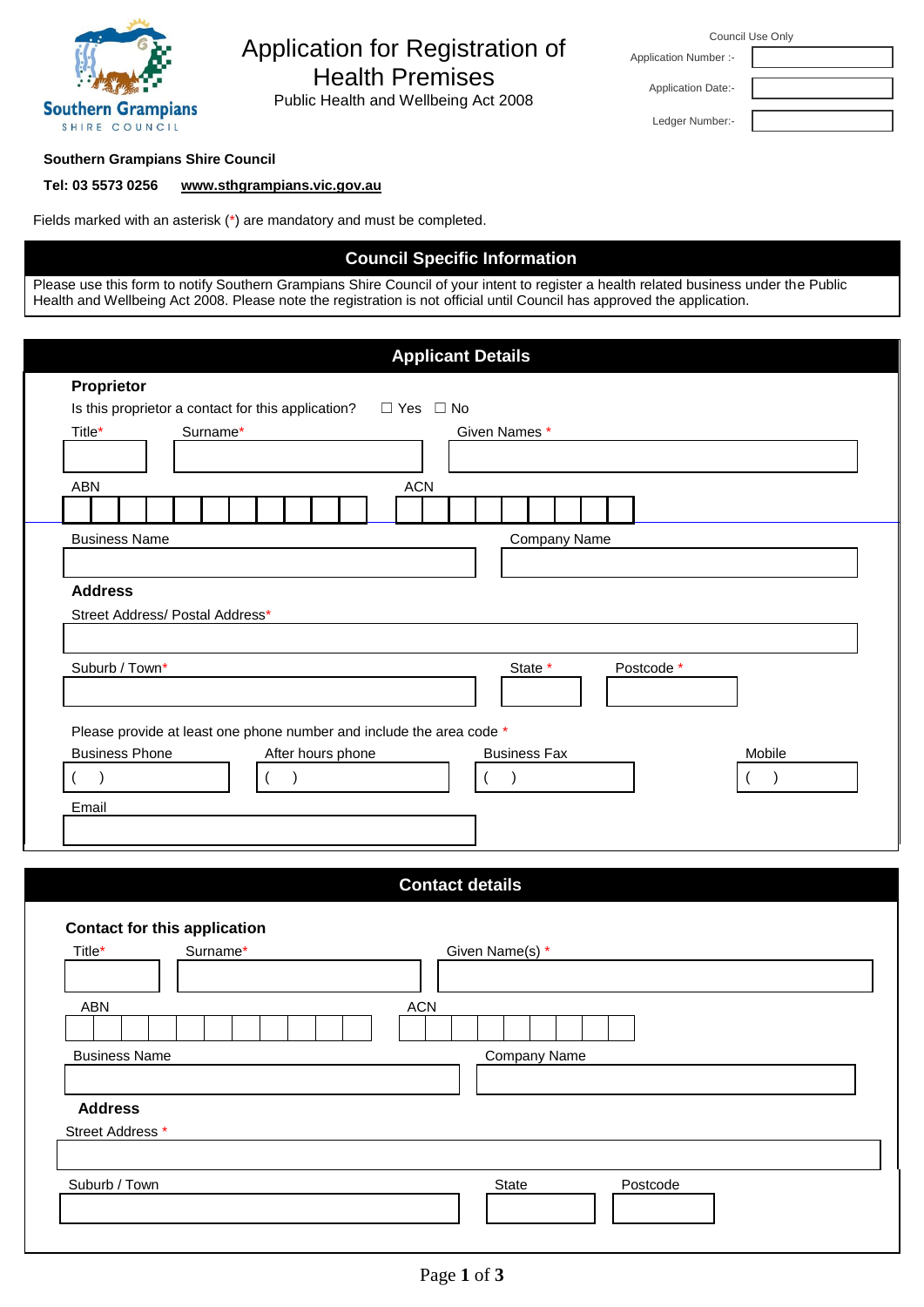# Application for Registration of Health Premises

Public Health and Wellbeing Act 2008

| Council Use Only | |
|---|---|
| Application Number :- | |
| Application Date:- | |
| Ledger Number:- | |

**Southern Grampians Shire Council**

**Tel: 03 5573 0256** **www.sthgrampians.vic.gov.au**

Fields marked with an asterisk (*) are mandatory and must be completed.

## Council Specific Information

Please use this form to notify Southern Grampians Shire Council of your intent to register a health related business under the Public Health and Wellbeing Act 2008. Please note the registration is not official until Council has approved the application.

## Applicant Details

### Proprietor

Is this proprietor a contact for this application? ☐ Yes ☐ No

Title* Surname* Given Names *

ABN ACN

Business Name Company Name

### Address

Street Address/ Postal Address*

Suburb / Town* State * Postcode *

Please provide at least one phone number and include the area code *

Business Phone ( ) After hours phone ( ) Business Fax ( ) Mobile ( )

Email

## Contact details

### Contact for this application

Title* Surname* Given Name(s) *

ABN ACN

Business Name Company Name

### Address

Street Address *

Suburb / Town State Postcode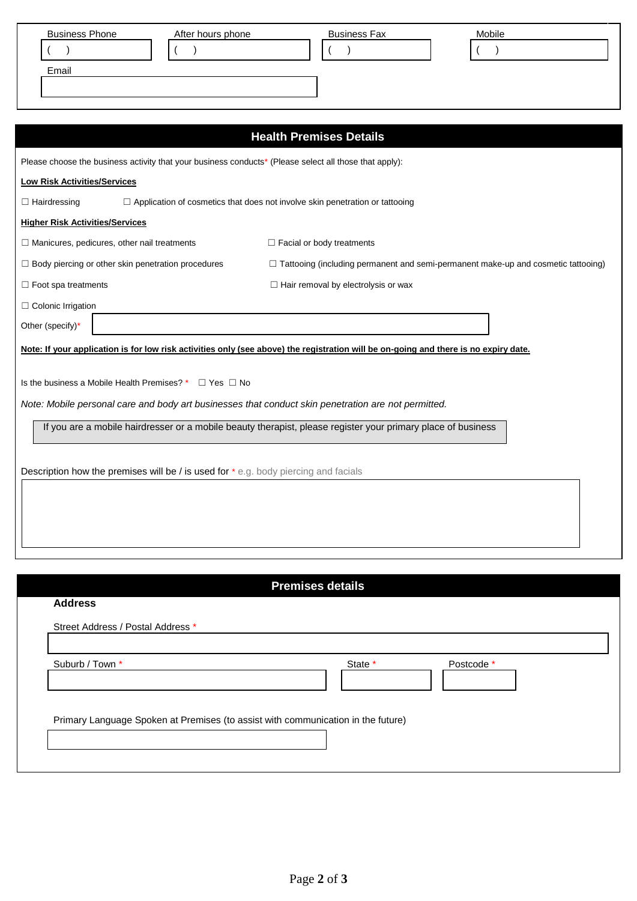| Business Phone | After hours phone | Business Fax | Mobile |
|---|---|---|---|
| (    ) | (    ) | (    ) | (    ) |

Email

## Health Premises Details

Please choose the business activity that your business conducts* (Please select all those that apply):

**Low Risk Activities/Services**

☐ Hairdressing ☐ Application of cosmetics that does not involve skin penetration or tattooing

**Higher Risk Activities/Services**

☐ Manicures, pedicures, other nail treatments

☐ Facial or body treatments

☐ Body piercing or other skin penetration procedures

☐ Tattooing (including permanent and semi-permanent make-up and cosmetic tattooing)

☐ Foot spa treatments

☐ Hair removal by electrolysis or wax

☐ Colonic Irrigation

Other (specify)*

**Note: If your application is for low risk activities only (see above) the registration will be on-going and there is no expiry date.**

Is the business a Mobile Health Premises? * ☐ Yes ☐ No

*Note: Mobile personal care and body art businesses that conduct skin penetration are not permitted.*

If you are a mobile hairdresser or a mobile beauty therapist, please register your primary place of business

Description how the premises will be / is used for * e.g. body piercing and facials

## Premises details

**Address**

Street Address / Postal Address *

| Suburb / Town * | State * | Postcode * |
|---|---|---|
| | | |

Primary Language Spoken at Premises (to assist with communication in the future)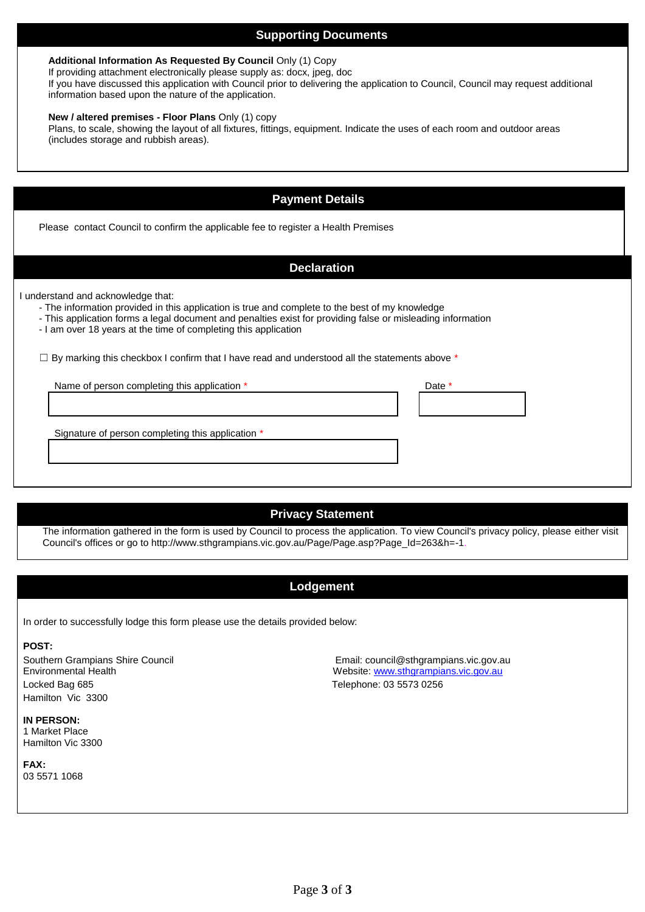## Supporting Documents

**Additional Information As Requested By Council** Only (1) Copy
If providing attachment electronically please supply as: docx, jpeg, doc
If you have discussed this application with Council prior to delivering the application to Council, Council may request additional information based upon the nature of the application.

**New / altered premises - Floor Plans** Only (1) copy
Plans, to scale, showing the layout of all fixtures, fittings, equipment. Indicate the uses of each room and outdoor areas (includes storage and rubbish areas).

## Payment Details

Please contact Council to confirm the applicable fee to register a Health Premises

## Declaration

I understand and acknowledge that:

- The information provided in this application is true and complete to the best of my knowledge
- This application forms a legal document and penalties exist for providing false or misleading information
- I am over 18 years at the time of completing this application

☐ By marking this checkbox I confirm that I have read and understood all the statements above *

Name of person completing this application *

Date *

Signature of person completing this application *

## Privacy Statement

The information gathered in the form is used by Council to process the application. To view Council's privacy policy, please either visit Council's offices or go to http://www.sthgrampians.vic.gov.au/Page/Page.asp?Page_Id=263&h=-1.

## Lodgement

In order to successfully lodge this form please use the details provided below:

**POST:**
Southern Grampians Shire Council
Environmental Health
Locked Bag 685
Hamilton Vic 3300

Email: council@sthgrampians.vic.gov.au
Website: www.sthgrampians.vic.gov.au
Telephone: 03 5573 0256

**IN PERSON:**
1 Market Place
Hamilton Vic 3300

**FAX:**
03 5571 1068